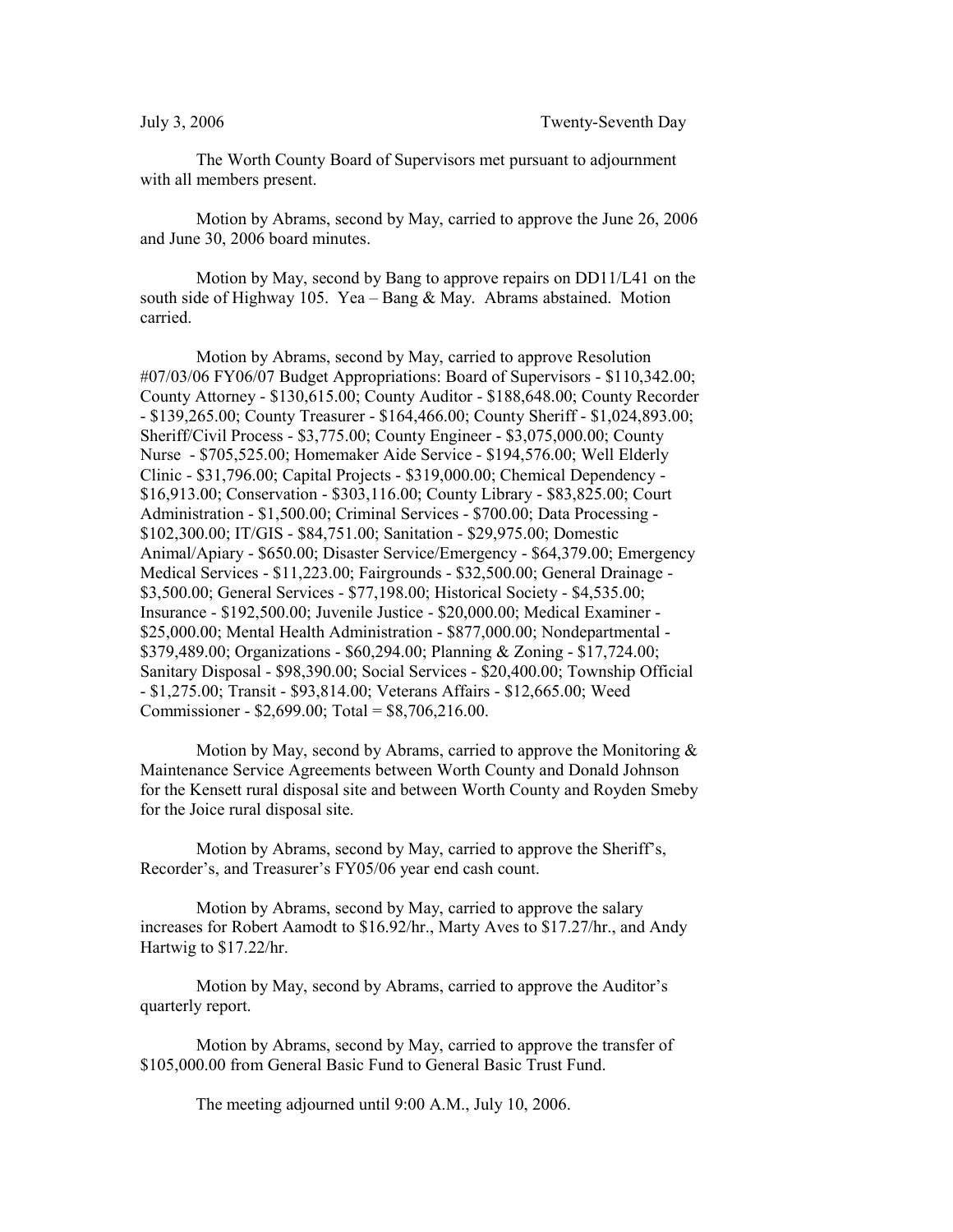July 3, 2006 Twenty-Seventh Day

The Worth County Board of Supervisors met pursuant to adjournment with all members present.

Motion by Abrams, second by May, carried to approve the June 26, 2006 and June 30, 2006 board minutes.

Motion by May, second by Bang to approve repairs on DD11/L41 on the south side of Highway 105. Yea – Bang & May. Abrams abstained. Motion carried.

Motion by Abrams, second by May, carried to approve Resolution #07/03/06 FY06/07 Budget Appropriations: Board of Supervisors - $110,342.00; County Attorney - $130,615.00; County Auditor - $188,648.00; County Recorder - $139,265.00; County Treasurer - $164,466.00; County Sheriff - $1,024,893.00; Sheriff/Civil Process - $3,775.00; County Engineer - $3,075,000.00; County Nurse - $705,525.00; Homemaker Aide Service - $194,576.00; Well Elderly Clinic - $31,796.00; Capital Projects - $319,000.00; Chemical Dependency - $16,913.00; Conservation - $303,116.00; County Library - $83,825.00; Court Administration - $1,500.00; Criminal Services - $700.00; Data Processing - $102,300.00; IT/GIS - $84,751.00; Sanitation - $29,975.00; Domestic Animal/Apiary - $650.00; Disaster Service/Emergency - $64,379.00; Emergency Medical Services - $11,223.00; Fairgrounds - $32,500.00; General Drainage - $3,500.00; General Services - $77,198.00; Historical Society - $4,535.00; Insurance - $192,500.00; Juvenile Justice - $20,000.00; Medical Examiner - $25,000.00; Mental Health Administration - $877,000.00; Nondepartmental - $379,489.00; Organizations - $60,294.00; Planning & Zoning - $17,724.00; Sanitary Disposal - $98,390.00; Social Services - $20,400.00; Township Official - $1,275.00; Transit - $93,814.00; Veterans Affairs - $12,665.00; Weed Commissioner - $2,699.00; Total = $8,706,216.00.

Motion by May, second by Abrams, carried to approve the Monitoring & Maintenance Service Agreements between Worth County and Donald Johnson for the Kensett rural disposal site and between Worth County and Royden Smeby for the Joice rural disposal site.

Motion by Abrams, second by May, carried to approve the Sheriff's, Recorder's, and Treasurer's FY05/06 year end cash count.

Motion by Abrams, second by May, carried to approve the salary increases for Robert Aamodt to $16.92/hr., Marty Aves to $17.27/hr., and Andy Hartwig to $17.22/hr.

Motion by May, second by Abrams, carried to approve the Auditor's quarterly report.

Motion by Abrams, second by May, carried to approve the transfer of $105,000.00 from General Basic Fund to General Basic Trust Fund.

The meeting adjourned until 9:00 A.M., July 10, 2006.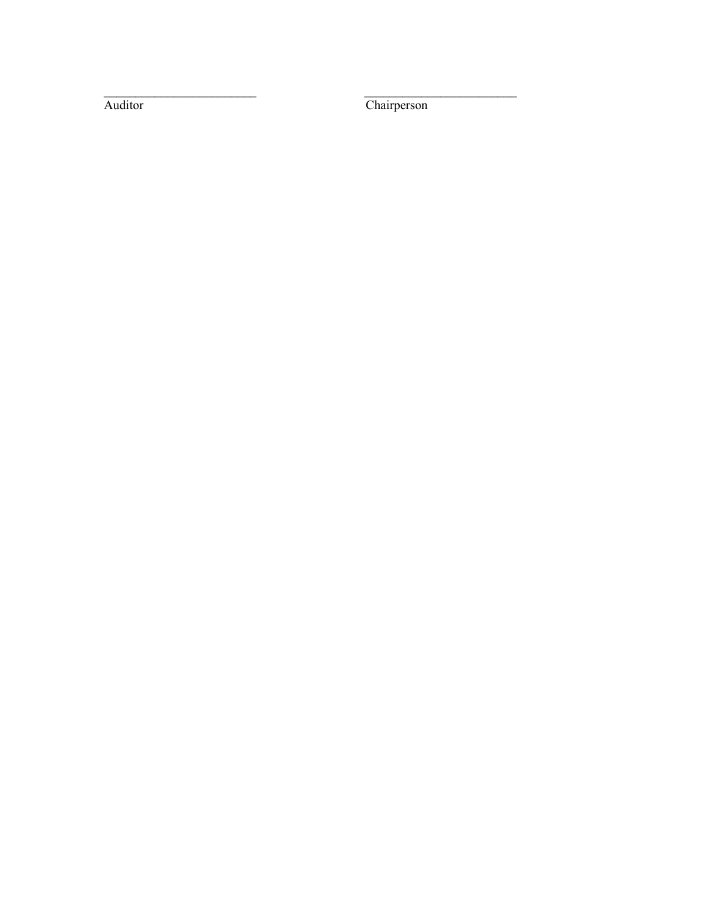________________________ ________________________

Auditor Chairperson